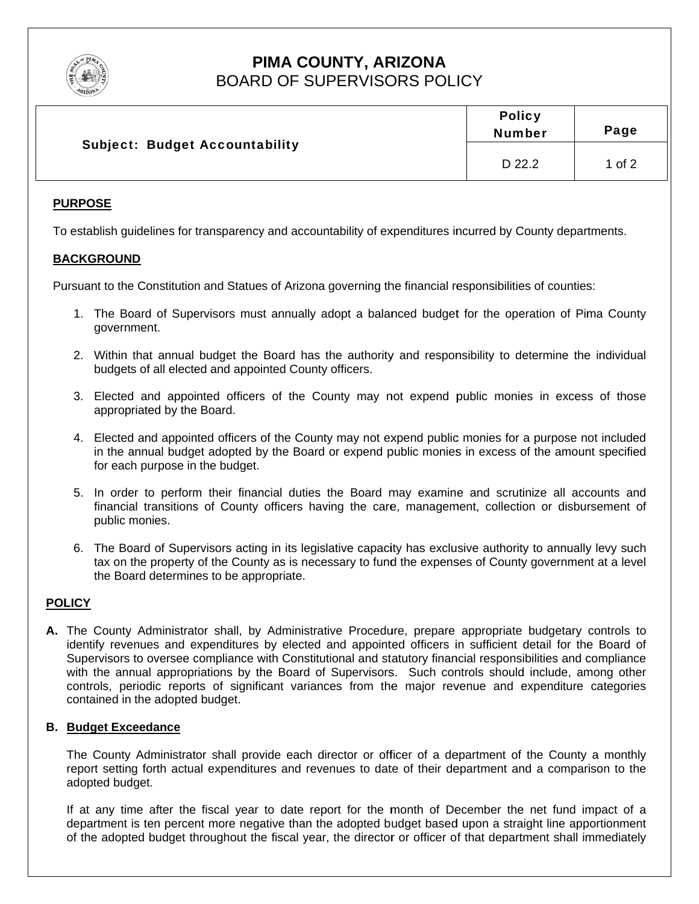# PIMA COUNTY, ARIZONA
## BOARD OF SUPERVISORS POLICY

| Subject: Budget Accountability | Policy Number | Page |
|---|---|---|
| | D 22.2 | 1 of 2 |

**PURPOSE**

To establish guidelines for transparency and accountability of expenditures incurred by County departments.

**BACKGROUND**

Pursuant to the Constitution and Statues of Arizona governing the financial responsibilities of counties:

1. The Board of Supervisors must annually adopt a balanced budget for the operation of Pima County government.

2. Within that annual budget the Board has the authority and responsibility to determine the individual budgets of all elected and appointed County officers.

3. Elected and appointed officers of the County may not expend public monies in excess of those appropriated by the Board.

4. Elected and appointed officers of the County may not expend public monies for a purpose not included in the annual budget adopted by the Board or expend public monies in excess of the amount specified for each purpose in the budget.

5. In order to perform their financial duties the Board may examine and scrutinize all accounts and financial transitions of County officers having the care, management, collection or disbursement of public monies.

6. The Board of Supervisors acting in its legislative capacity has exclusive authority to annually levy such tax on the property of the County as is necessary to fund the expenses of County government at a level the Board determines to be appropriate.

**POLICY**

**A.** The County Administrator shall, by Administrative Procedure, prepare appropriate budgetary controls to identify revenues and expenditures by elected and appointed officers in sufficient detail for the Board of Supervisors to oversee compliance with Constitutional and statutory financial responsibilities and compliance with the annual appropriations by the Board of Supervisors. Such controls should include, among other controls, periodic reports of significant variances from the major revenue and expenditure categories contained in the adopted budget.

**B. Budget Exceedance**

The County Administrator shall provide each director or officer of a department of the County a monthly report setting forth actual expenditures and revenues to date of their department and a comparison to the adopted budget.

If at any time after the fiscal year to date report for the month of December the net fund impact of a department is ten percent more negative than the adopted budget based upon a straight line apportionment of the adopted budget throughout the fiscal year, the director or officer of that department shall immediately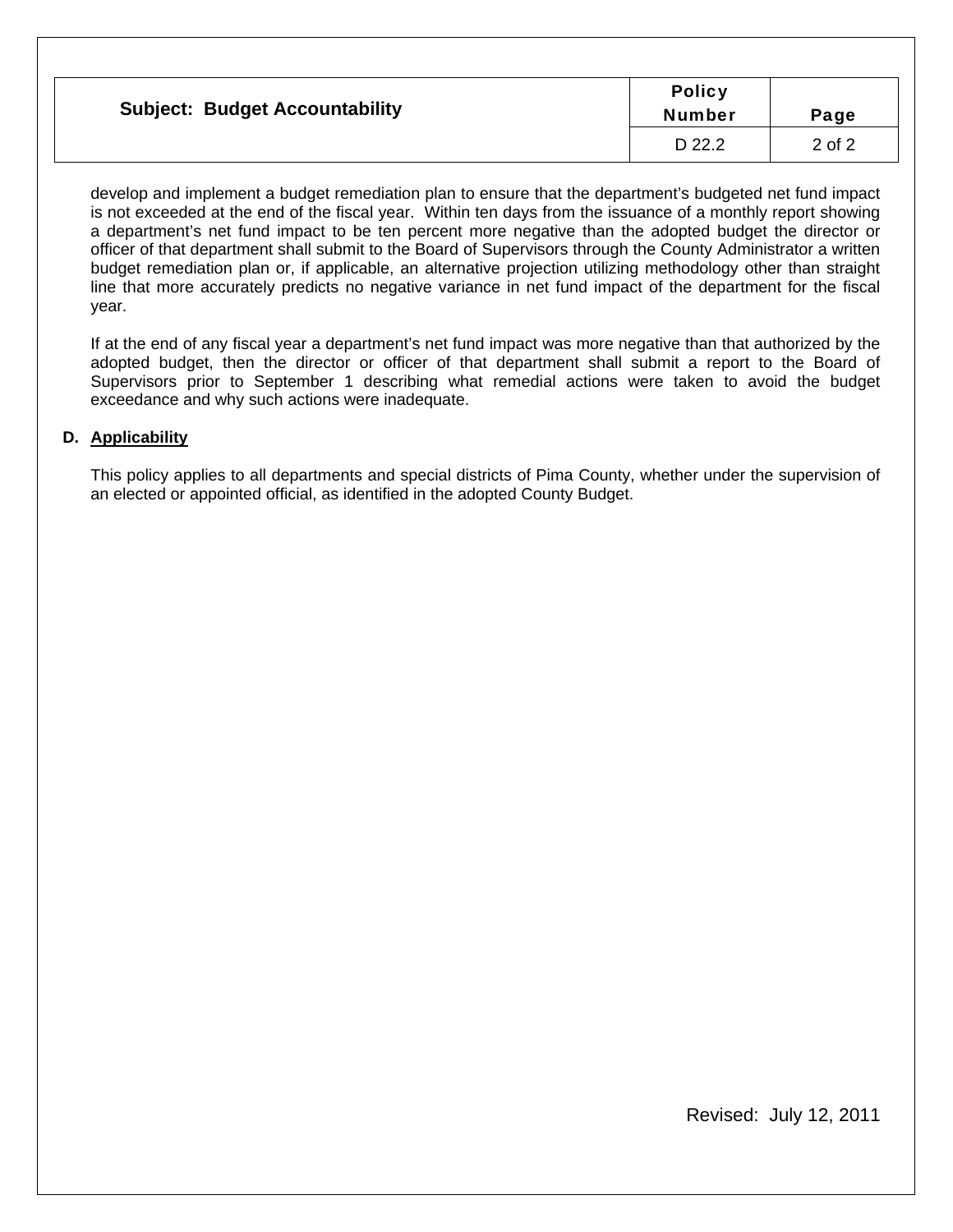develop and implement a budget remediation plan to ensure that the department's budgeted net fund impact is not exceeded at the end of the fiscal year. Within ten days from the issuance of a monthly report showing a department's net fund impact to be ten percent more negative than the adopted budget the director or officer of that department shall submit to the Board of Supervisors through the County Administrator a written budget remediation plan or, if applicable, an alternative projection utilizing methodology other than straight line that more accurately predicts no negative variance in net fund impact of the department for the fiscal year.

If at the end of any fiscal year a department's net fund impact was more negative than that authorized by the adopted budget, then the director or officer of that department shall submit a report to the Board of Supervisors prior to September 1 describing what remedial actions were taken to avoid the budget exceedance and why such actions were inadequate.

**D. <u>Applicability</u>**

This policy applies to all departments and special districts of Pima County, whether under the supervision of an elected or appointed official, as identified in the adopted County Budget.

Revised: July 12, 2011